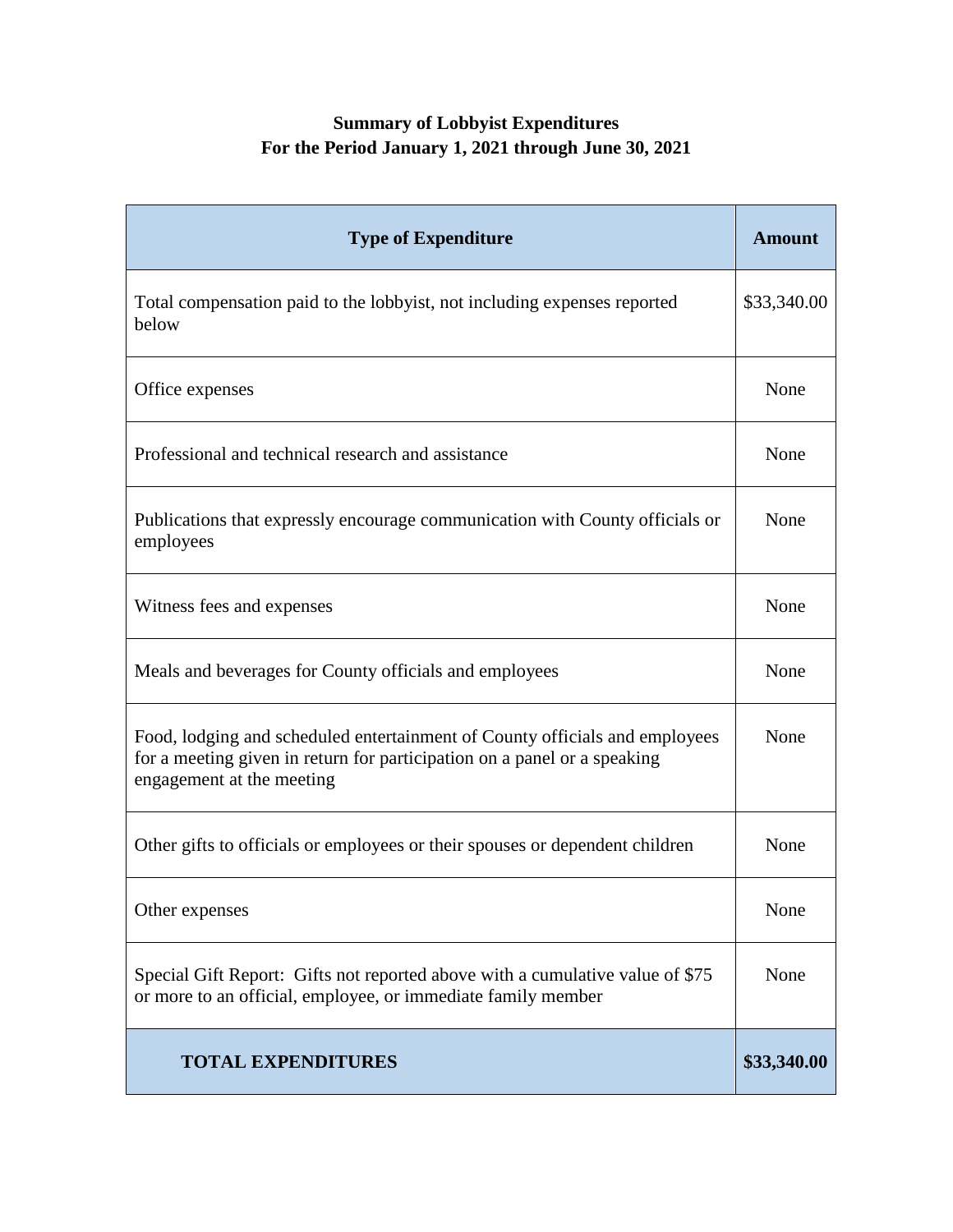**Summary of Lobbyist Expenditures**
**For the Period January 1, 2021 through June 30, 2021**

| Type of Expenditure | Amount |
|---|---|
| Total compensation paid to the lobbyist, not including expenses reported below | $33,340.00 |
| Office expenses | None |
| Professional and technical research and assistance | None |
| Publications that expressly encourage communication with County officials or employees | None |
| Witness fees and expenses | None |
| Meals and beverages for County officials and employees | None |
| Food, lodging and scheduled entertainment of County officials and employees for a meeting given in return for participation on a panel or a speaking engagement at the meeting | None |
| Other gifts to officials or employees or their spouses or dependent children | None |
| Other expenses | None |
| Special Gift Report: Gifts not reported above with a cumulative value of $75 or more to an official, employee, or immediate family member | None |
| **TOTAL EXPENDITURES** | **$33,340.00** |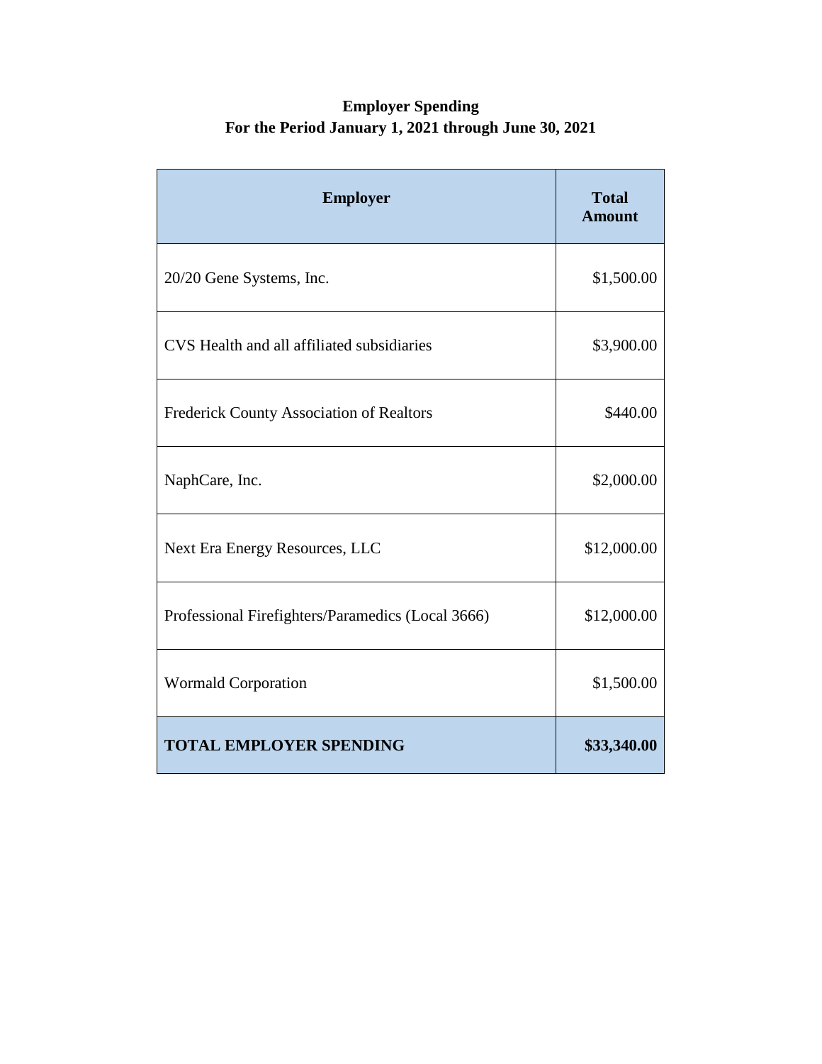**Employer Spending**
**For the Period January 1, 2021 through June 30, 2021**

| Employer | Total Amount |
|---|---|
| 20/20 Gene Systems, Inc. | $1,500.00 |
| CVS Health and all affiliated subsidiaries | $3,900.00 |
| Frederick County Association of Realtors | $440.00 |
| NaphCare, Inc. | $2,000.00 |
| Next Era Energy Resources, LLC | $12,000.00 |
| Professional Firefighters/Paramedics (Local 3666) | $12,000.00 |
| Wormald Corporation | $1,500.00 |
| **TOTAL EMPLOYER SPENDING** | **$33,340.00** |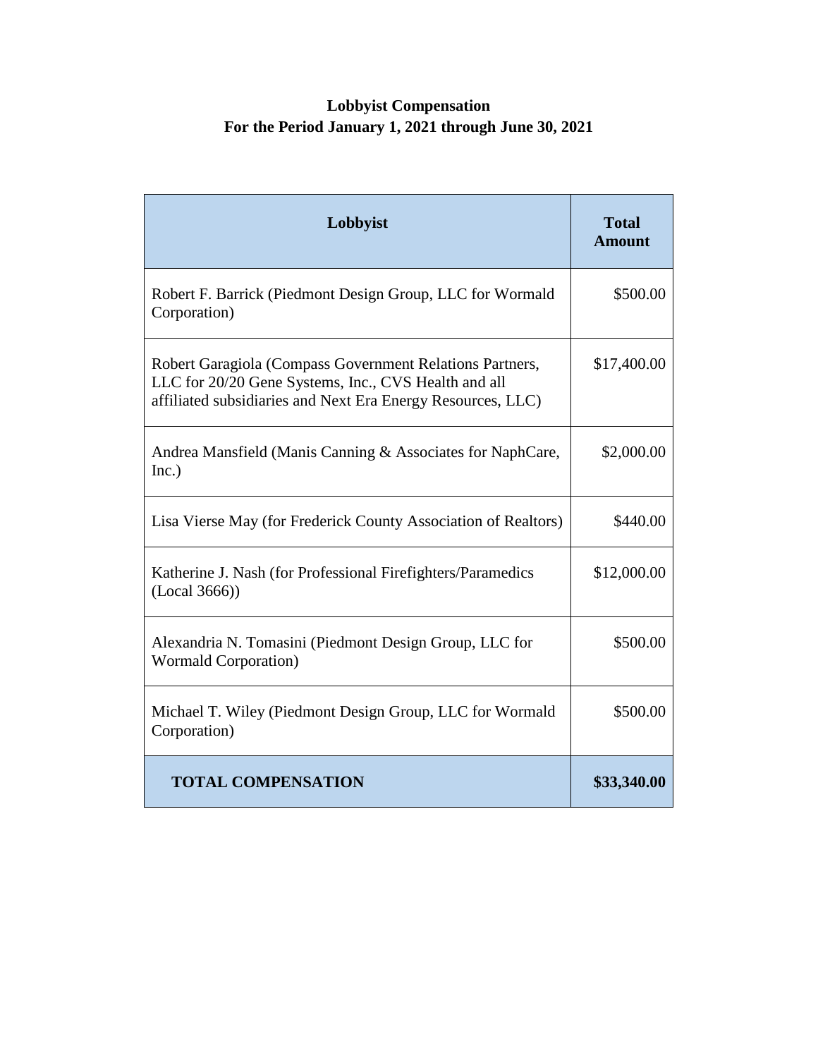**Lobbyist Compensation**
**For the Period January 1, 2021 through June 30, 2021**

| Lobbyist | Total Amount |
|---|---|
| Robert F. Barrick (Piedmont Design Group, LLC for Wormald Corporation) | $500.00 |
| Robert Garagiola (Compass Government Relations Partners, LLC for 20/20 Gene Systems, Inc., CVS Health and all affiliated subsidiaries and Next Era Energy Resources, LLC) | $17,400.00 |
| Andrea Mansfield (Manis Canning & Associates for NaphCare, Inc.) | $2,000.00 |
| Lisa Vierse May (for Frederick County Association of Realtors) | $440.00 |
| Katherine J. Nash (for Professional Firefighters/Paramedics (Local 3666)) | $12,000.00 |
| Alexandria N. Tomasini (Piedmont Design Group, LLC for Wormald Corporation) | $500.00 |
| Michael T. Wiley (Piedmont Design Group, LLC for Wormald Corporation) | $500.00 |
| **TOTAL COMPENSATION** | **$33,340.00** |